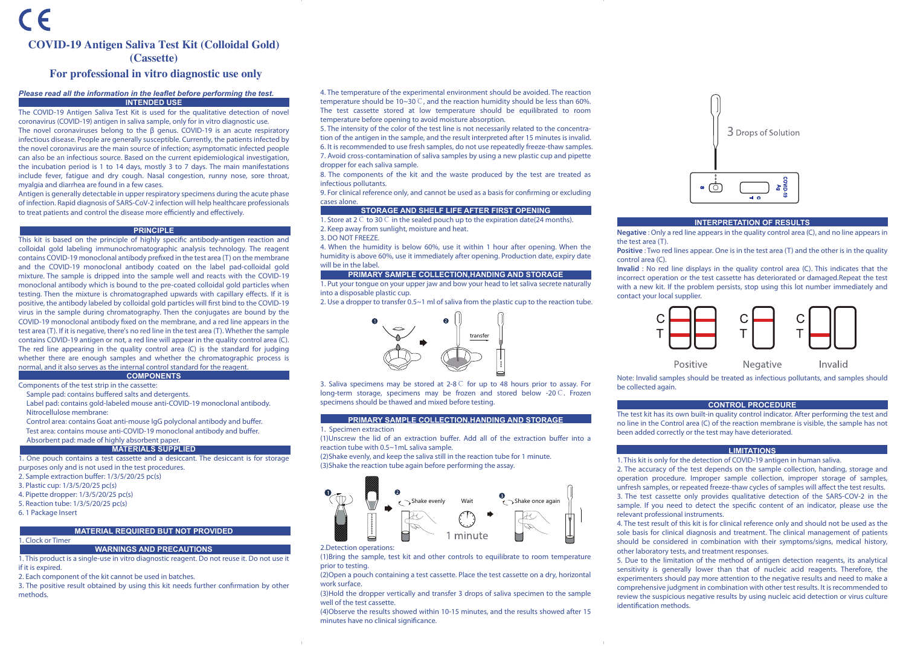CE

# COVID-19 Antigen Saliva Test Kit (Colloidal Gold) (Cassette)

## For professional in vitro diagnostic use only

***Please read all the information in the leaflet before performing the test.***

## INTENDED USE

The COVID-19 Antigen Saliva Test Kit is used for the qualitative detection of novel coronavirus (COVID-19) antigen in saliva sample, only for in vitro diagnostic use.

The novel coronaviruses belong to the β genus. COVID-19 is an acute respiratory infectious disease. People are generally susceptible. Currently, the patients infected by the novel coronavirus are the main source of infection; asymptomatic infected people can also be an infectious source. Based on the current epidemiological investigation, the incubation period is 1 to 14 days, mostly 3 to 7 days. The main manifestations include fever, fatigue and dry cough. Nasal congestion, runny nose, sore throat, myalgia and diarrhea are found in a few cases.

Antigen is generally detectable in upper respiratory specimens during the acute phase of infection. Rapid diagnosis of SARS-CoV-2 infection will help healthcare professionals to treat patients and control the disease more efficiently and effectively.

## PRINCIPLE

This kit is based on the principle of highly specific antibody-antigen reaction and colloidal gold labeling immunochromatographic analysis technology. The reagent contains COVID-19 monoclonal antibody prefixed in the test area (T) on the membrane and the COVID-19 monoclonal antibody coated on the label pad-colloidal gold mixture. The sample is dripped into the sample well and reacts with the COVID-19 monoclonal antibody which is bound to the pre-coated colloidal gold particles when testing. Then the mixture is chromatographed upwards with capillary effects. If it is positive, the antibody labeled by colloidal gold particles will first bind to the COVID-19 virus in the sample during chromatography. Then the conjugates are bound by the COVID-19 monoclonal antibody fixed on the membrane, and a red line appears in the test area (T). If it is negative, there's no red line in the test area (T). Whether the sample contains COVID-19 antigen or not, a red line will appear in the quality control area (C). The red line appearing in the quality control area (C) is the standard for judging whether there are enough samples and whether the chromatographic process is normal, and it also serves as the internal control standard for the reagent.

## COMPONENTS

Components of the test strip in the cassette:

- Sample pad: contains buffered salts and detergents.
- Label pad: contains gold-labeled mouse anti-COVID-19 monoclonal antibody.
- Nitrocellulose membrane:
- Control area: contains Goat anti-mouse IgG polyclonal antibody and buffer.
- Test area: contains mouse anti-COVID-19 monoclonal antibody and buffer.
- Absorbent pad: made of highly absorbent paper.

## MATERIALS SUPPLIED

1. One pouch contains a test cassette and a desiccant. The desiccant is for storage purposes only and is not used in the test procedures.
2. Sample extraction buffer: 1/3/5/20/25 pc(s)
3. Plastic cup: 1/3/5/20/25 pc(s)
4. Pipette dropper: 1/3/5/20/25 pc(s)
5. Reaction tube: 1/3/5/20/25 pc(s)
6. 1 Package Insert

## MATERIAL REQUIRED BUT NOT PROVIDED

1. Clock or Timer

## WARNINGS AND PRECAUTIONS

1. This product is a single-use in vitro diagnostic reagent. Do not reuse it. Do not use it if it is expired.
2. Each component of the kit cannot be used in batches.
3. The positive result obtained by using this kit needs further confirmation by other methods.
4. The temperature of the experimental environment should be avoided. The reaction temperature should be 10~30℃, and the reaction humidity should be less than 60%. The test cassette stored at low temperature should be equilibrated to room temperature before opening to avoid moisture absorption.
5. The intensity of the color of the test line is not necessarily related to the concentration of the antigen in the sample, and the result interpreted after 15 minutes is invalid.
6. It is recommended to use fresh samples, do not use repeatedly freeze-thaw samples.
7. Avoid cross-contamination of saliva samples by using a new plastic cup and pipette dropper for each saliva sample.
8. The components of the kit and the waste produced by the test are treated as infectious pollutants.
9. For clinical reference only, and cannot be used as a basis for confirming or excluding cases alone.

## STORAGE AND SHELF LIFE AFTER FIRST OPENING

1. Store at 2℃ to 30℃ in the sealed pouch up to the expiration date(24 months).
2. Keep away from sunlight, moisture and heat.
3. DO NOT FREEZE.
4. When the humidity is below 60%, use it within 1 hour after opening. When the humidity is above 60%, use it immediately after opening. Production date, expiry date will be in the label.

## PRIMARY SAMPLE COLLECTION,HANDING AND STORAGE

1. Put your tongue on your upper jaw and bow your head to let saliva secrete naturally into a disposable plastic cup.
2. Use a dropper to transfer 0.5~1 ml of saliva from the plastic cup to the reaction tube.

transfer

3. Saliva specimens may be stored at 2-8℃ for up to 48 hours prior to assay. For long-term storage, specimens may be frozen and stored below -20℃. Frozen specimens should be thawed and mixed before testing.

## PRIMARY SAMPLE COLLECTION,HANDING AND STORAGE

1. Specimen extraction

(1)Unscrew the lid of an extraction buffer. Add all of the extraction buffer into a reaction tube with 0.5~1mL saliva sample.
(2)Shake evenly, and keep the saliva still in the reaction tube for 1 minute.
(3)Shake the reaction tube again before performing the assay.

Shake evenly — Wait — 1 minute — Shake once again

2.Detection operations:

(1)Bring the sample, test kit and other controls to equilibrate to room temperature prior to testing.
(2)Open a pouch containing a test cassette. Place the test cassette on a dry, horizontal work surface.
(3)Hold the dropper vertically and transfer 3 drops of saliva specimen to the sample well of the test cassette.
(4)Observe the results showed within 10-15 minutes, and the results showed after 15 minutes have no clinical significance.

3 Drops of Solution

## INTERPRETATION OF RESULTS

**Negative** : Only a red line appears in the quality control area (C), and no line appears in the test area (T).

**Positive** : Two red lines appear. One is in the test area (T) and the other is in the quality control area (C).

**Invalid** : No red line displays in the quality control area (C). This indicates that the incorrect operation or the test cassette has deteriorated or damaged.Repeat the test with a new kit. If the problem persists, stop using this lot number immediately and contact your local supplier.

Positive — Negative — Invalid

Note: Invalid samples should be treated as infectious pollutants, and samples should be collected again.

## CONTROL PROCEDURE

The test kit has its own built-in quality control indicator. After performing the test and no line in the Control area (C) of the reaction membrane is visible, the sample has not been added correctly or the test may have deteriorated.

## LIMITATIONS

1. This kit is only for the detection of COVID-19 antigen in human saliva.
2. The accuracy of the test depends on the sample collection, handing, storage and operation procedure. Improper sample collection, improper storage of samples, unfresh samples, or repeated freeze-thaw cycles of samples will affect the test results.
3. The test cassette only provides qualitative detection of the SARS-COV-2 in the sample. If you need to detect the specific content of an indicator, please use the relevant professional instruments.
4. The test result of this kit is for clinical reference only and should not be used as the sole basis for clinical diagnosis and treatment. The clinical management of patients should be considered in combination with their symptoms/signs, medical history, other laboratory tests, and treatment responses.
5. Due to the limitation of the method of antigen detection reagents, its analytical sensitivity is generally lower than that of nucleic acid reagents. Therefore, the experimenters should pay more attention to the negative results and need to make a comprehensive judgment in combination with other test results. It is recommended to review the suspicious negative results by using nucleic acid detection or virus culture identification methods.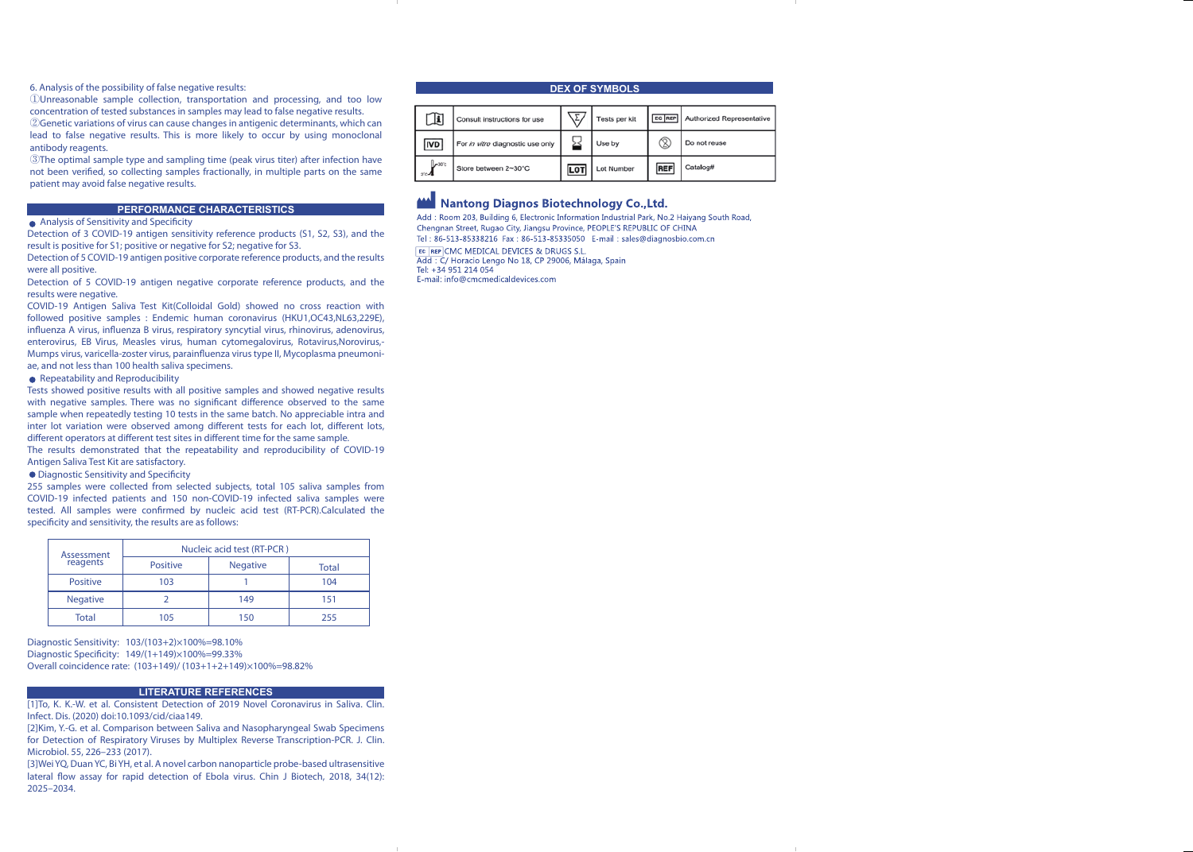6. Analysis of the possibility of false negative results:

①Unreasonable sample collection, transportation and processing, and too low concentration of tested substances in samples may lead to false negative results.

②Genetic variations of virus can cause changes in antigenic determinants, which can lead to false negative results. This is more likely to occur by using monoclonal antibody reagents.

③The optimal sample type and sampling time (peak virus titer) after infection have not been verified, so collecting samples fractionally, in multiple parts on the same patient may avoid false negative results.

## PERFORMANCE CHARACTERISTICS

● Analysis of Sensitivity and Specificity

Detection of 3 COVID-19 antigen sensitivity reference products (S1, S2, S3), and the result is positive for S1; positive or negative for S2; negative for S3.

Detection of 5 COVID-19 antigen positive corporate reference products, and the results were all positive.

Detection of 5 COVID-19 antigen negative corporate reference products, and the results were negative.

COVID-19 Antigen Saliva Test Kit(Colloidal Gold) showed no cross reaction with followed positive samples : Endemic human coronavirus (HKU1,OC43,NL63,229E), influenza A virus, influenza B virus, respiratory syncytial virus, rhinovirus, adenovirus, enterovirus, EB Virus, Measles virus, human cytomegalovirus, Rotavirus,Norovirus,-Mumps virus, varicella-zoster virus, parainfluenza virus type II, Mycoplasma pneumoniae, and not less than 100 health saliva specimens.

● Repeatability and Reproducibility

Tests showed positive results with all positive samples and showed negative results with negative samples. There was no significant difference observed to the same sample when repeatedly testing 10 tests in the same batch. No appreciable intra and inter lot variation were observed among different tests for each lot, different lots, different operators at different test sites in different time for the same sample.

The results demonstrated that the repeatability and reproducibility of COVID-19 Antigen Saliva Test Kit are satisfactory.

● Diagnostic Sensitivity and Specificity

255 samples were collected from selected subjects, total 105 saliva samples from COVID-19 infected patients and 150 non-COVID-19 infected saliva samples were tested. All samples were confirmed by nucleic acid test (RT-PCR).Calculated the specificity and sensitivity, the results are as follows:

| Assessment reagents | Nucleic acid test (RT-PCR ) | | |
|---|---|---|---|
| | Positive | Negative | Total |
| Positive | 103 | 1 | 104 |
| Negative | 2 | 149 | 151 |
| Total | 105 | 150 | 255 |

Diagnostic Sensitivity: 103/(103+2)×100%=98.10%

Diagnostic Specificity: 149/(1+149)×100%=99.33%

Overall coincidence rate: (103+149)/ (103+1+2+149)×100%=98.82%

## LITERATURE REFERENCES

[1]To, K. K.-W. et al. Consistent Detection of 2019 Novel Coronavirus in Saliva. Clin. Infect. Dis. (2020) doi:10.1093/cid/ciaa149.

[2]Kim, Y.-G. et al. Comparison between Saliva and Nasopharyngeal Swab Specimens for Detection of Respiratory Viruses by Multiplex Reverse Transcription-PCR. J. Clin. Microbiol. 55, 226–233 (2017).

[3]Wei YQ, Duan YC, Bi YH, et al. A novel carbon nanoparticle probe-based ultrasensitive lateral flow assay for rapid detection of Ebola virus. Chin J Biotech, 2018, 34(12): 2025–2034.

## DEX OF SYMBOLS

| | | | | | |
|---|---|---|---|---|---|
| [i] | Consult instructions for use | Σ | Tests per kit | EC REP | Authorized Representative |
| IVD | For *in vitro* diagnostic use only | ⌛ | Use by | ⊗ | Do not reuse |
| 2°C–30°C | Store between 2~30°C | LOT | Lot Number | REF | Catalog# |

## Nantong Diagnos Biotechnology Co.,Ltd.

Add : Room 203, Building 6, Electronic Information Industrial Park, No.2 Haiyang South Road, Chengnan Street, Rugao City, Jiangsu Province, PEOPLE'S REPUBLIC OF CHINA

Tel : 86-513-85338216 Fax : 86-513-85335050 E-mail : sales@diagnosbio.com.cn

EC REP CMC MEDICAL DEVICES & DRUGS S.L.

Add : C/ Horacio Lengo No 18, CP 29006, Málaga, Spain

Tel: +34 951 214 054

E-mail: info@cmcmedicaldevices.com